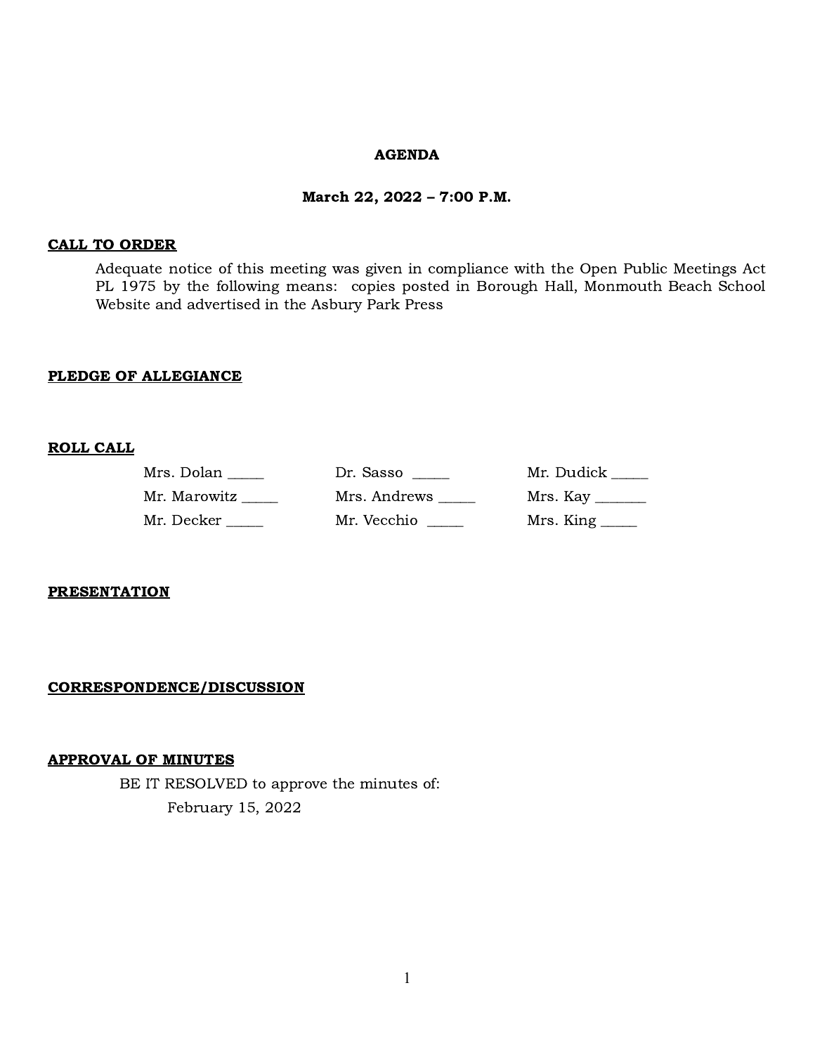**AGENDA**

**March 22, 2022 – 7:00 P.M.**

**CALL TO ORDER**

Adequate notice of this meeting was given in compliance with the Open Public Meetings Act PL 1975 by the following means: copies posted in Borough Hall, Monmouth Beach School Website and advertised in the Asbury Park Press

**PLEDGE OF ALLEGIANCE**

**ROLL CALL**

| | | |
|---|---|---|
| Mrs. Dolan _____ | Dr. Sasso _____ | Mr. Dudick _____ |
| Mr. Marowitz _____ | Mrs. Andrews _____ | Mrs. Kay _______ |
| Mr. Decker _____ | Mr. Vecchio _____ | Mrs. King _____ |

**PRESENTATION**

**CORRESPONDENCE/DISCUSSION**

**APPROVAL OF MINUTES**

BE IT RESOLVED to approve the minutes of:

February 15, 2022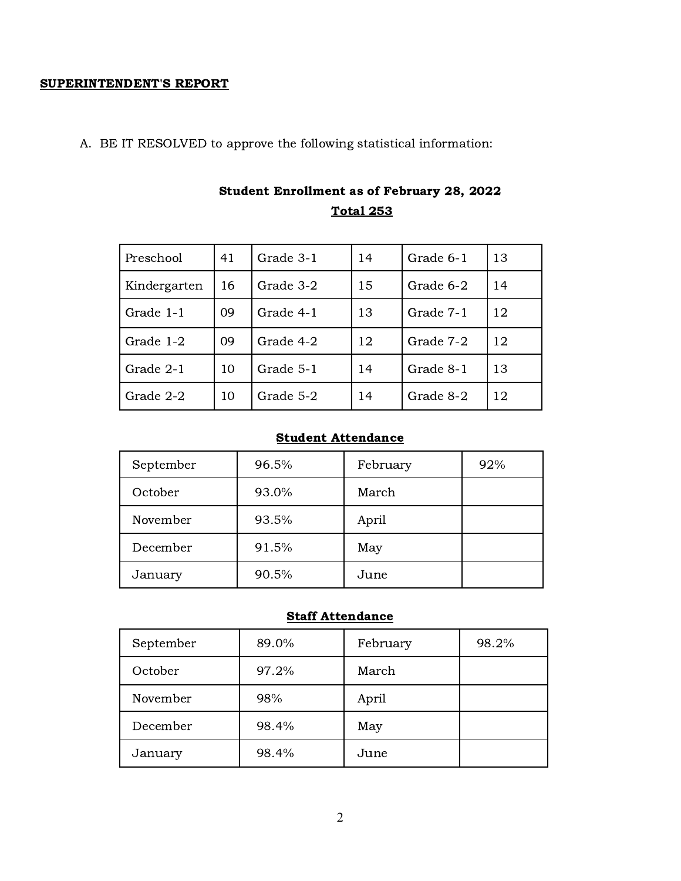**SUPERINTENDENT'S REPORT**

A. BE IT RESOLVED to approve the following statistical information:

**Student Enrollment as of February 28, 2022**

**Total 253**

| Preschool | 41 | Grade 3-1 | 14 | Grade 6-1 | 13 |
|---|---|---|---|---|---|
| Kindergarten | 16 | Grade 3-2 | 15 | Grade 6-2 | 14 |
| Grade 1-1 | 09 | Grade 4-1 | 13 | Grade 7-1 | 12 |
| Grade 1-2 | 09 | Grade 4-2 | 12 | Grade 7-2 | 12 |
| Grade 2-1 | 10 | Grade 5-1 | 14 | Grade 8-1 | 13 |
| Grade 2-2 | 10 | Grade 5-2 | 14 | Grade 8-2 | 12 |

**Student Attendance**

| September | 96.5% | February | 92% |
|---|---|---|---|
| October | 93.0% | March | |
| November | 93.5% | April | |
| December | 91.5% | May | |
| January | 90.5% | June | |

**Staff Attendance**

| September | 89.0% | February | 98.2% |
|---|---|---|---|
| October | 97.2% | March | |
| November | 98% | April | |
| December | 98.4% | May | |
| January | 98.4% | June | |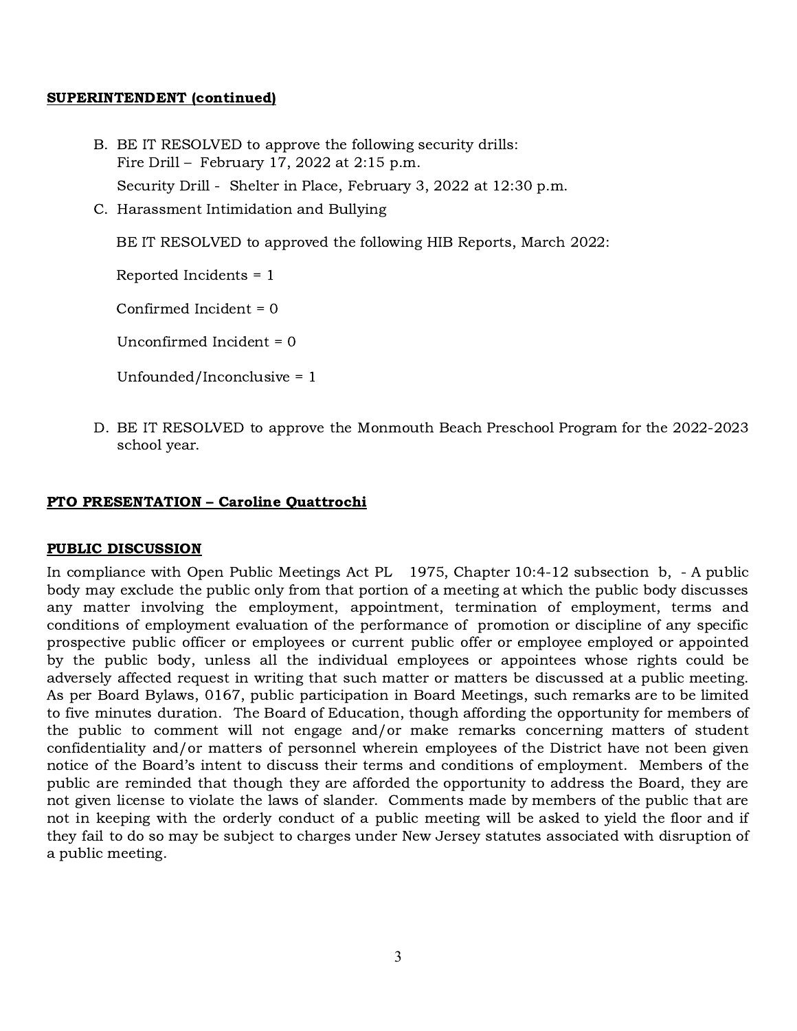**SUPERINTENDENT (continued)**

B. BE IT RESOLVED to approve the following security drills:
   Fire Drill – February 17, 2022 at 2:15 p.m.
   Security Drill - Shelter in Place, February 3, 2022 at 12:30 p.m.

C. Harassment Intimidation and Bullying

   BE IT RESOLVED to approved the following HIB Reports, March 2022:

   Reported Incidents = 1

   Confirmed Incident = 0

   Unconfirmed Incident = 0

   Unfounded/Inconclusive = 1

D. BE IT RESOLVED to approve the Monmouth Beach Preschool Program for the 2022-2023 school year.

**PTO PRESENTATION – Caroline Quattrochi**

**PUBLIC DISCUSSION**

In compliance with Open Public Meetings Act PL 1975, Chapter 10:4-12 subsection b, - A public body may exclude the public only from that portion of a meeting at which the public body discusses any matter involving the employment, appointment, termination of employment, terms and conditions of employment evaluation of the performance of promotion or discipline of any specific prospective public officer or employees or current public offer or employee employed or appointed by the public body, unless all the individual employees or appointees whose rights could be adversely affected request in writing that such matter or matters be discussed at a public meeting. As per Board Bylaws, 0167, public participation in Board Meetings, such remarks are to be limited to five minutes duration. The Board of Education, though affording the opportunity for members of the public to comment will not engage and/or make remarks concerning matters of student confidentiality and/or matters of personnel wherein employees of the District have not been given notice of the Board's intent to discuss their terms and conditions of employment. Members of the public are reminded that though they are afforded the opportunity to address the Board, they are not given license to violate the laws of slander. Comments made by members of the public that are not in keeping with the orderly conduct of a public meeting will be asked to yield the floor and if they fail to do so may be subject to charges under New Jersey statutes associated with disruption of a public meeting.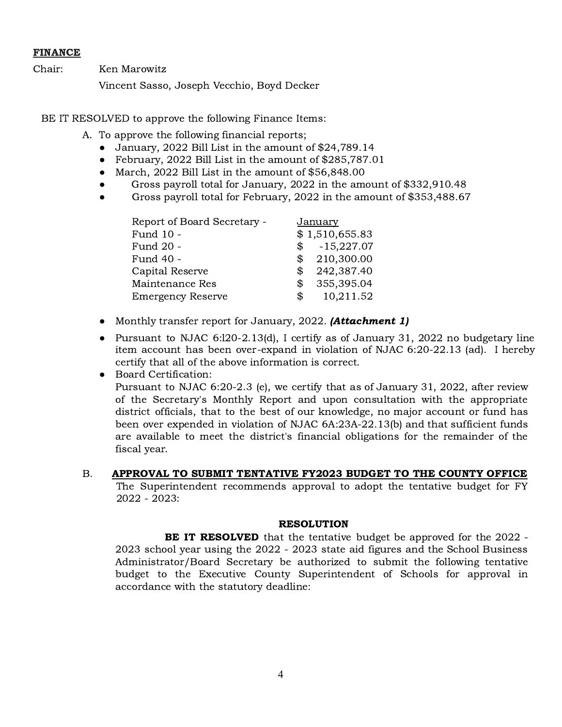**FINANCE**

Chair: Ken Marowitz

Vincent Sasso, Joseph Vecchio, Boyd Decker

BE IT RESOLVED to approve the following Finance Items:

A. To approve the following financial reports;

- January, 2022 Bill List in the amount of $24,789.14
- February, 2022 Bill List in the amount of $285,787.01
- March, 2022 Bill List in the amount of $56,848.00
- Gross payroll total for January, 2022 in the amount of $332,910.48
- Gross payroll total for February, 2022 in the amount of $353,488.67

| Report of Board Secretary - | January |
|---|---|
| Fund 10 - | $ 1,510,655.83 |
| Fund 20 - | $ -15,227.07 |
| Fund 40 - | $ 210,300.00 |
| Capital Reserve | $ 242,387.40 |
| Maintenance Res | $ 355,395.04 |
| Emergency Reserve | $ 10,211.52 |

- Monthly transfer report for January, 2022. ***(Attachment 1)***
- Pursuant to NJAC 6:l20-2.13(d), I certify as of January 31, 2022 no budgetary line item account has been over-expand in violation of NJAC 6:20-22.13 (ad). I hereby certify that all of the above information is correct.
- Board Certification:
  Pursuant to NJAC 6:20-2.3 (e), we certify that as of January 31, 2022, after review of the Secretary's Monthly Report and upon consultation with the appropriate district officials, that to the best of our knowledge, no major account or fund has been over expended in violation of NJAC 6A:23A-22.13(b) and that sufficient funds are available to meet the district's financial obligations for the remainder of the fiscal year.

B. **APPROVAL TO SUBMIT TENTATIVE FY2023 BUDGET TO THE COUNTY OFFICE**

The Superintendent recommends approval to adopt the tentative budget for FY 2022 - 2023:

**RESOLUTION**

**BE IT RESOLVED** that the tentative budget be approved for the 2022 - 2023 school year using the 2022 - 2023 state aid figures and the School Business Administrator/Board Secretary be authorized to submit the following tentative budget to the Executive County Superintendent of Schools for approval in accordance with the statutory deadline: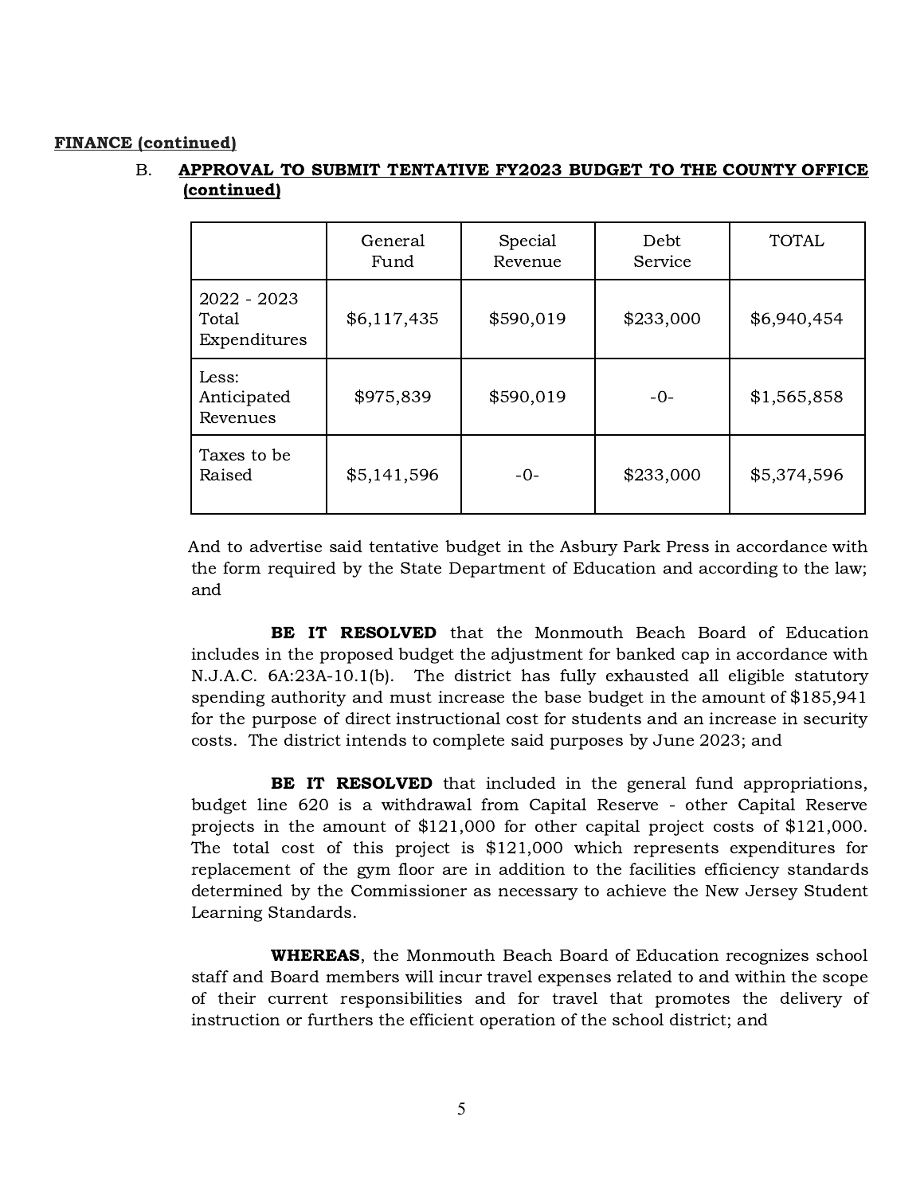**FINANCE (continued)**

B. **APPROVAL TO SUBMIT TENTATIVE FY2023 BUDGET TO THE COUNTY OFFICE (continued)**

| | General Fund | Special Revenue | Debt Service | TOTAL |
|---|---|---|---|---|
| 2022 - 2023 Total Expenditures | $6,117,435 | $590,019 | $233,000 | $6,940,454 |
| Less: Anticipated Revenues | $975,839 | $590,019 | -0- | $1,565,858 |
| Taxes to be Raised | $5,141,596 | -0- | $233,000 | $5,374,596 |

And to advertise said tentative budget in the Asbury Park Press in accordance with the form required by the State Department of Education and according to the law; and

**BE IT RESOLVED** that the Monmouth Beach Board of Education includes in the proposed budget the adjustment for banked cap in accordance with N.J.A.C. 6A:23A-10.1(b). The district has fully exhausted all eligible statutory spending authority and must increase the base budget in the amount of $185,941 for the purpose of direct instructional cost for students and an increase in security costs. The district intends to complete said purposes by June 2023; and

**BE IT RESOLVED** that included in the general fund appropriations, budget line 620 is a withdrawal from Capital Reserve - other Capital Reserve projects in the amount of $121,000 for other capital project costs of $121,000. The total cost of this project is $121,000 which represents expenditures for replacement of the gym floor are in addition to the facilities efficiency standards determined by the Commissioner as necessary to achieve the New Jersey Student Learning Standards.

**WHEREAS**, the Monmouth Beach Board of Education recognizes school staff and Board members will incur travel expenses related to and within the scope of their current responsibilities and for travel that promotes the delivery of instruction or furthers the efficient operation of the school district; and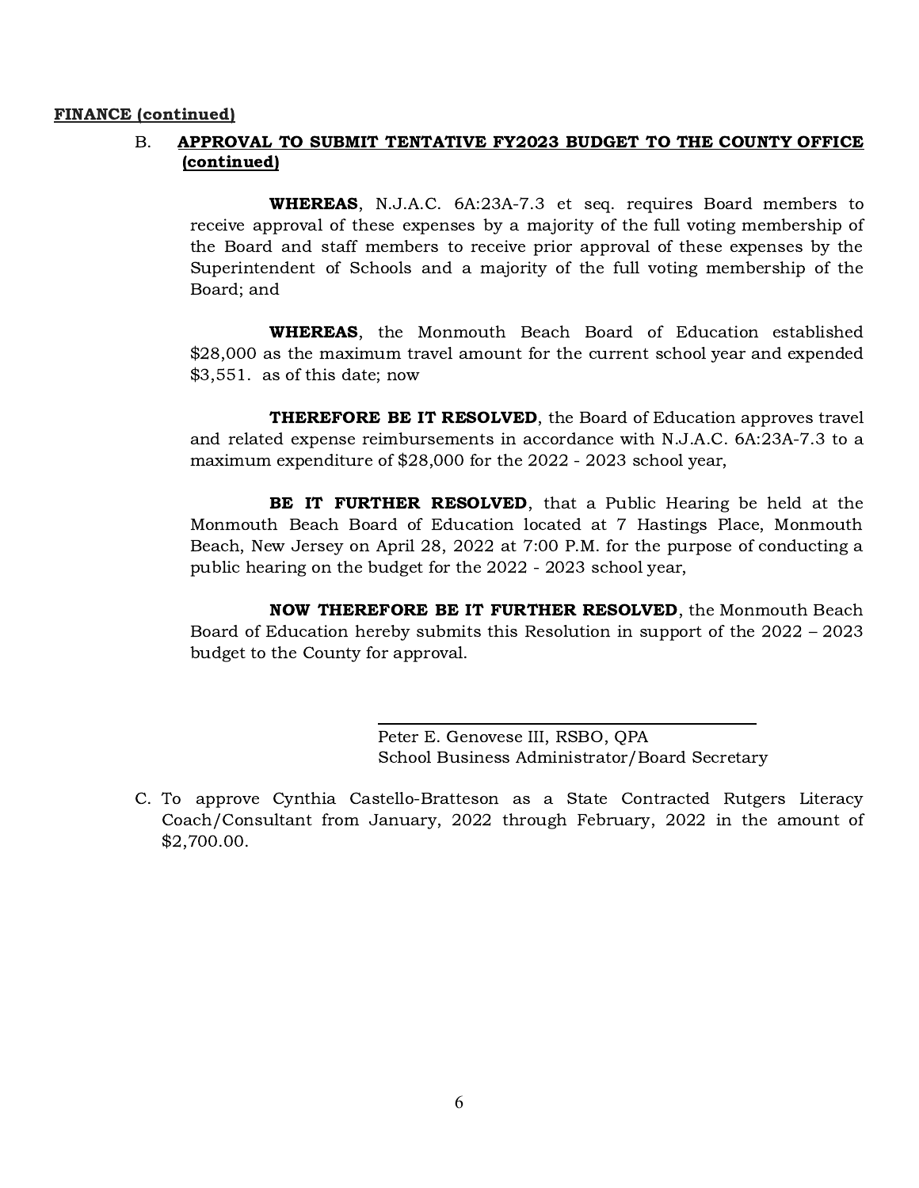**FINANCE (continued)**

B. **APPROVAL TO SUBMIT TENTATIVE FY2023 BUDGET TO THE COUNTY OFFICE (continued)**

**WHEREAS**, N.J.A.C. 6A:23A-7.3 et seq. requires Board members to receive approval of these expenses by a majority of the full voting membership of the Board and staff members to receive prior approval of these expenses by the Superintendent of Schools and a majority of the full voting membership of the Board; and

**WHEREAS**, the Monmouth Beach Board of Education established $28,000 as the maximum travel amount for the current school year and expended $3,551. as of this date; now

**THEREFORE BE IT RESOLVED**, the Board of Education approves travel and related expense reimbursements in accordance with N.J.A.C. 6A:23A-7.3 to a maximum expenditure of $28,000 for the 2022 - 2023 school year,

**BE IT FURTHER RESOLVED**, that a Public Hearing be held at the Monmouth Beach Board of Education located at 7 Hastings Place, Monmouth Beach, New Jersey on April 28, 2022 at 7:00 P.M. for the purpose of conducting a public hearing on the budget for the 2022 - 2023 school year,

**NOW THEREFORE BE IT FURTHER RESOLVED**, the Monmouth Beach Board of Education hereby submits this Resolution in support of the 2022 – 2023 budget to the County for approval.

\_\_\_\_\_\_\_\_\_\_\_\_\_\_\_\_\_\_\_\_\_\_\_\_\_\_\_\_\_\_\_\_\_\_\_\_
Peter E. Genovese III, RSBO, QPA
School Business Administrator/Board Secretary

C. To approve Cynthia Castello-Bratteson as a State Contracted Rutgers Literacy Coach/Consultant from January, 2022 through February, 2022 in the amount of $2,700.00.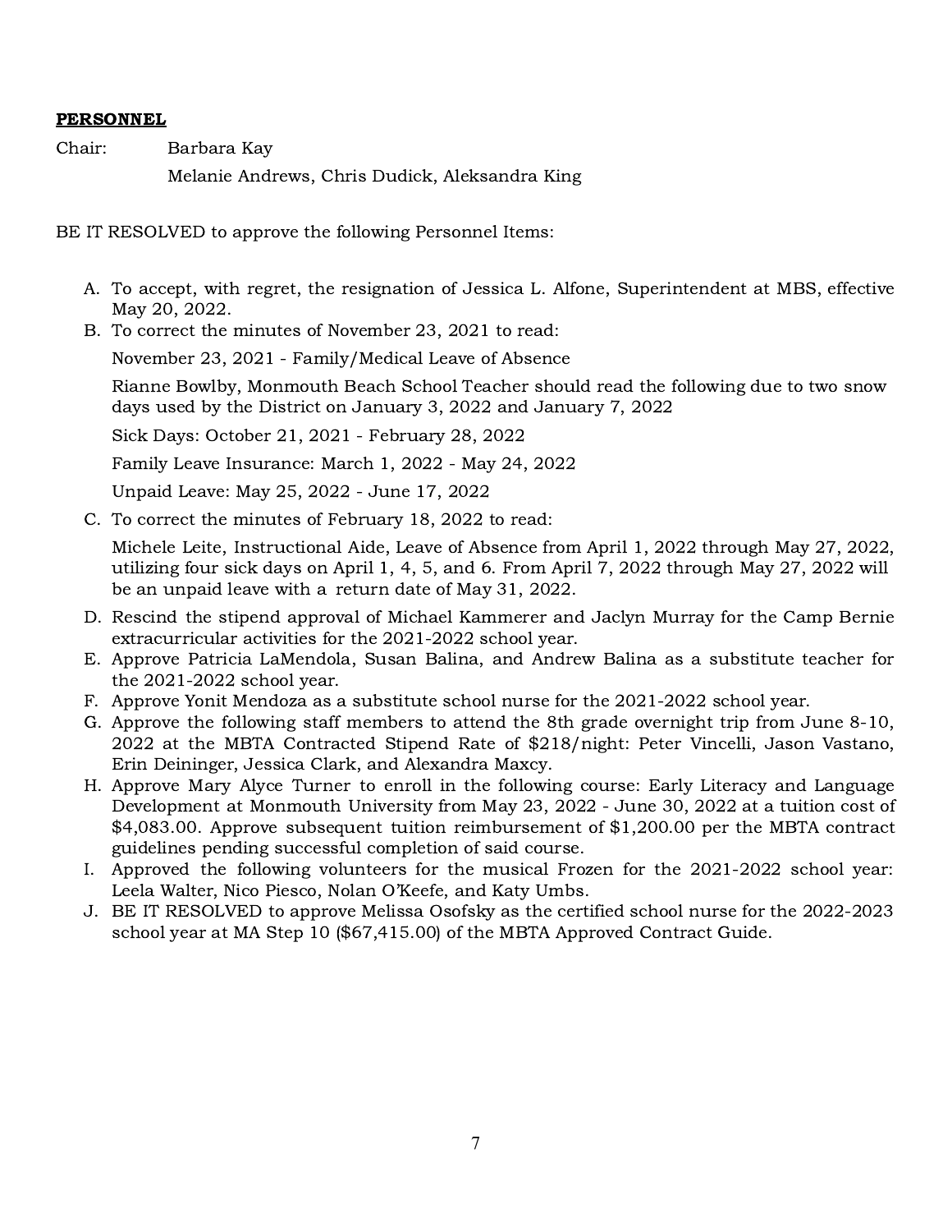**PERSONNEL**

Chair: Barbara Kay

Melanie Andrews, Chris Dudick, Aleksandra King

BE IT RESOLVED to approve the following Personnel Items:

A. To accept, with regret, the resignation of Jessica L. Alfone, Superintendent at MBS, effective May 20, 2022.

B. To correct the minutes of November 23, 2021 to read:

   November 23, 2021 - Family/Medical Leave of Absence

   Rianne Bowlby, Monmouth Beach School Teacher should read the following due to two snow days used by the District on January 3, 2022 and January 7, 2022

   Sick Days: October 21, 2021 - February 28, 2022

   Family Leave Insurance: March 1, 2022 - May 24, 2022

   Unpaid Leave: May 25, 2022 - June 17, 2022

C. To correct the minutes of February 18, 2022 to read:

   Michele Leite, Instructional Aide, Leave of Absence from April 1, 2022 through May 27, 2022, utilizing four sick days on April 1, 4, 5, and 6. From April 7, 2022 through May 27, 2022 will be an unpaid leave with a return date of May 31, 2022.

D. Rescind the stipend approval of Michael Kammerer and Jaclyn Murray for the Camp Bernie extracurricular activities for the 2021-2022 school year.

E. Approve Patricia LaMendola, Susan Balina, and Andrew Balina as a substitute teacher for the 2021-2022 school year.

F. Approve Yonit Mendoza as a substitute school nurse for the 2021-2022 school year.

G. Approve the following staff members to attend the 8th grade overnight trip from June 8-10, 2022 at the MBTA Contracted Stipend Rate of $218/night: Peter Vincelli, Jason Vastano, Erin Deininger, Jessica Clark, and Alexandra Maxcy.

H. Approve Mary Alyce Turner to enroll in the following course: Early Literacy and Language Development at Monmouth University from May 23, 2022 - June 30, 2022 at a tuition cost of $4,083.00. Approve subsequent tuition reimbursement of $1,200.00 per the MBTA contract guidelines pending successful completion of said course.

I. Approved the following volunteers for the musical Frozen for the 2021-2022 school year: Leela Walter, Nico Piesco, Nolan O'Keefe, and Katy Umbs.

J. BE IT RESOLVED to approve Melissa Osofsky as the certified school nurse for the 2022-2023 school year at MA Step 10 ($67,415.00) of the MBTA Approved Contract Guide.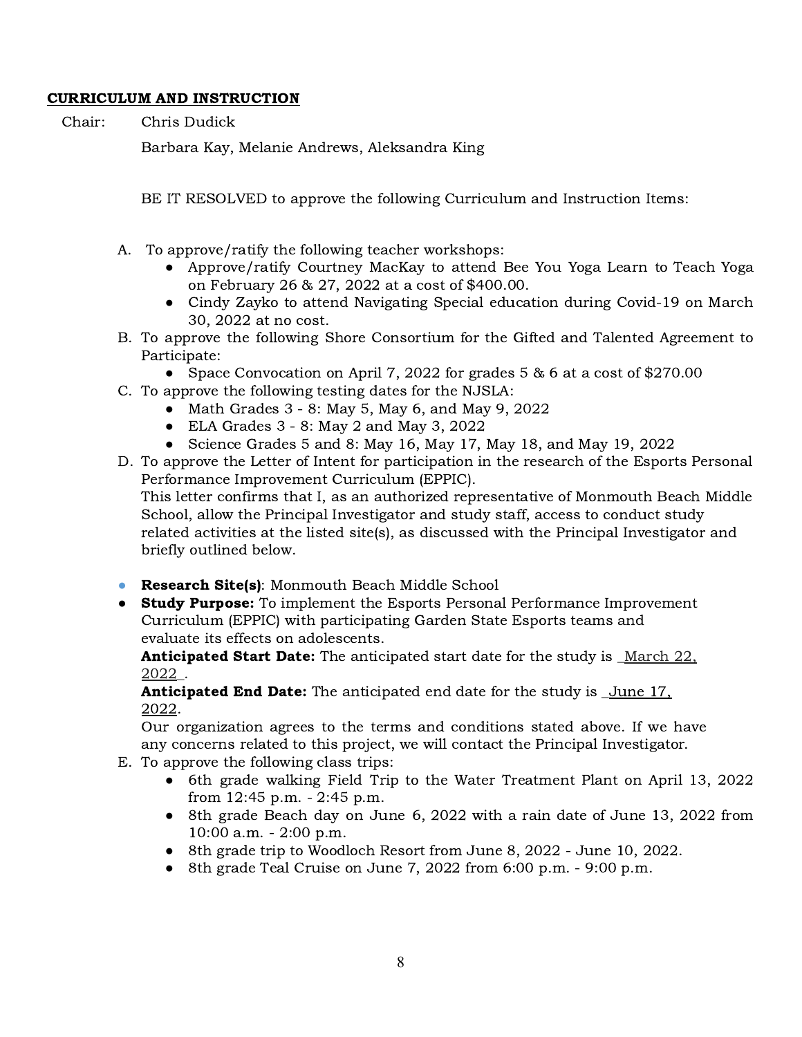**CURRICULUM AND INSTRUCTION**

Chair: Chris Dudick

Barbara Kay, Melanie Andrews, Aleksandra King

BE IT RESOLVED to approve the following Curriculum and Instruction Items:

A. To approve/ratify the following teacher workshops:
   - Approve/ratify Courtney MacKay to attend Bee You Yoga Learn to Teach Yoga on February 26 & 27, 2022 at a cost of $400.00.
   - Cindy Zayko to attend Navigating Special education during Covid-19 on March 30, 2022 at no cost.

B. To approve the following Shore Consortium for the Gifted and Talented Agreement to Participate:
   - Space Convocation on April 7, 2022 for grades 5 & 6 at a cost of $270.00

C. To approve the following testing dates for the NJSLA:
   - Math Grades 3 - 8: May 5, May 6, and May 9, 2022
   - ELA Grades 3 - 8: May 2 and May 3, 2022
   - Science Grades 5 and 8: May 16, May 17, May 18, and May 19, 2022

D. To approve the Letter of Intent for participation in the research of the Esports Personal Performance Improvement Curriculum (EPPIC).
   This letter confirms that I, as an authorized representative of Monmouth Beach Middle School, allow the Principal Investigator and study staff, access to conduct study related activities at the listed site(s), as discussed with the Principal Investigator and briefly outlined below.

- **Research Site(s)**: Monmouth Beach Middle School
- **Study Purpose:** To implement the Esports Personal Performance Improvement Curriculum (EPPIC) with participating Garden State Esports teams and evaluate its effects on adolescents.
  **Anticipated Start Date:** The anticipated start date for the study is _March 22, 2022_.
  **Anticipated End Date:** The anticipated end date for the study is _June 17, 2022.
  Our organization agrees to the terms and conditions stated above. If we have any concerns related to this project, we will contact the Principal Investigator.

E. To approve the following class trips:
   - 6th grade walking Field Trip to the Water Treatment Plant on April 13, 2022 from 12:45 p.m. - 2:45 p.m.
   - 8th grade Beach day on June 6, 2022 with a rain date of June 13, 2022 from 10:00 a.m. - 2:00 p.m.
   - 8th grade trip to Woodloch Resort from June 8, 2022 - June 10, 2022.
   - 8th grade Teal Cruise on June 7, 2022 from 6:00 p.m. - 9:00 p.m.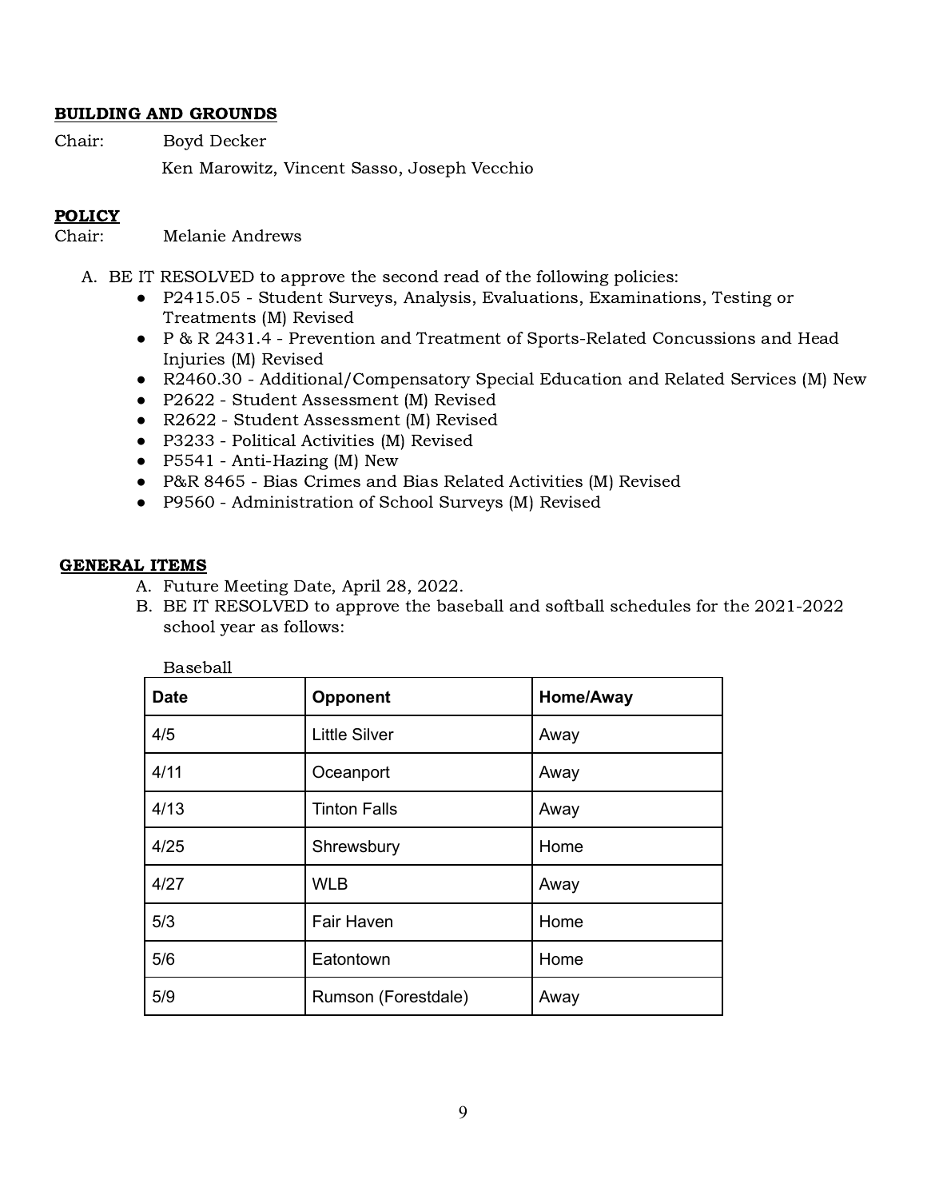**BUILDING AND GROUNDS**

Chair: Boyd Decker

Ken Marowitz, Vincent Sasso, Joseph Vecchio

**POLICY**

Chair: Melanie Andrews

A. BE IT RESOLVED to approve the second read of the following policies:
   - P2415.05 - Student Surveys, Analysis, Evaluations, Examinations, Testing or Treatments (M) Revised
   - P & R 2431.4 - Prevention and Treatment of Sports-Related Concussions and Head Injuries (M) Revised
   - R2460.30 - Additional/Compensatory Special Education and Related Services (M) New
   - P2622 - Student Assessment (M) Revised
   - R2622 - Student Assessment (M) Revised
   - P3233 - Political Activities (M) Revised
   - P5541 - Anti-Hazing (M) New
   - P&R 8465 - Bias Crimes and Bias Related Activities (M) Revised
   - P9560 - Administration of School Surveys (M) Revised

**GENERAL ITEMS**

A. Future Meeting Date, April 28, 2022.

B. BE IT RESOLVED to approve the baseball and softball schedules for the 2021-2022 school year as follows:

Baseball

| Date | Opponent | Home/Away |
|---|---|---|
| 4/5 | Little Silver | Away |
| 4/11 | Oceanport | Away |
| 4/13 | Tinton Falls | Away |
| 4/25 | Shrewsbury | Home |
| 4/27 | WLB | Away |
| 5/3 | Fair Haven | Home |
| 5/6 | Eatontown | Home |
| 5/9 | Rumson (Forestdale) | Away |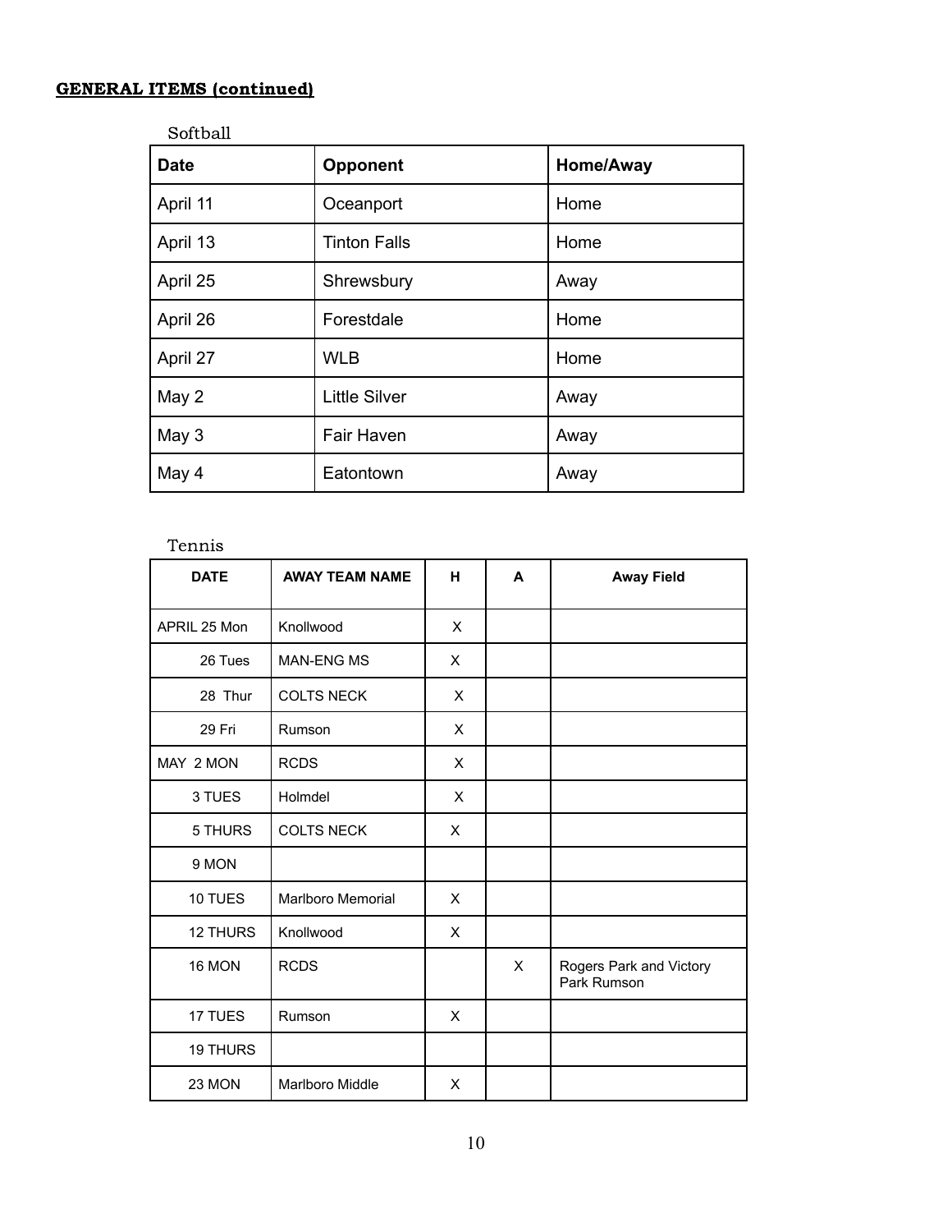**GENERAL ITEMS (continued)**

Softball

| Date | Opponent | Home/Away |
|---|---|---|
| April 11 | Oceanport | Home |
| April 13 | Tinton Falls | Home |
| April 25 | Shrewsbury | Away |
| April 26 | Forestdale | Home |
| April 27 | WLB | Home |
| May 2 | Little Silver | Away |
| May 3 | Fair Haven | Away |
| May 4 | Eatontown | Away |

Tennis

| DATE | AWAY TEAM NAME | H | A | Away Field |
|---|---|---|---|---|
| APRIL 25 Mon | Knollwood | X | | |
| 26 Tues | MAN-ENG MS | X | | |
| 28 Thur | COLTS NECK | X | | |
| 29 Fri | Rumson | X | | |
| MAY 2 MON | RCDS | X | | |
| 3 TUES | Holmdel | X | | |
| 5 THURS | COLTS NECK | X | | |
| 9 MON | | | | |
| 10 TUES | Marlboro Memorial | X | | |
| 12 THURS | Knollwood | X | | |
| 16 MON | RCDS | | X | Rogers Park and Victory Park Rumson |
| 17 TUES | Rumson | X | | |
| 19 THURS | | | | |
| 23 MON | Marlboro Middle | X | | |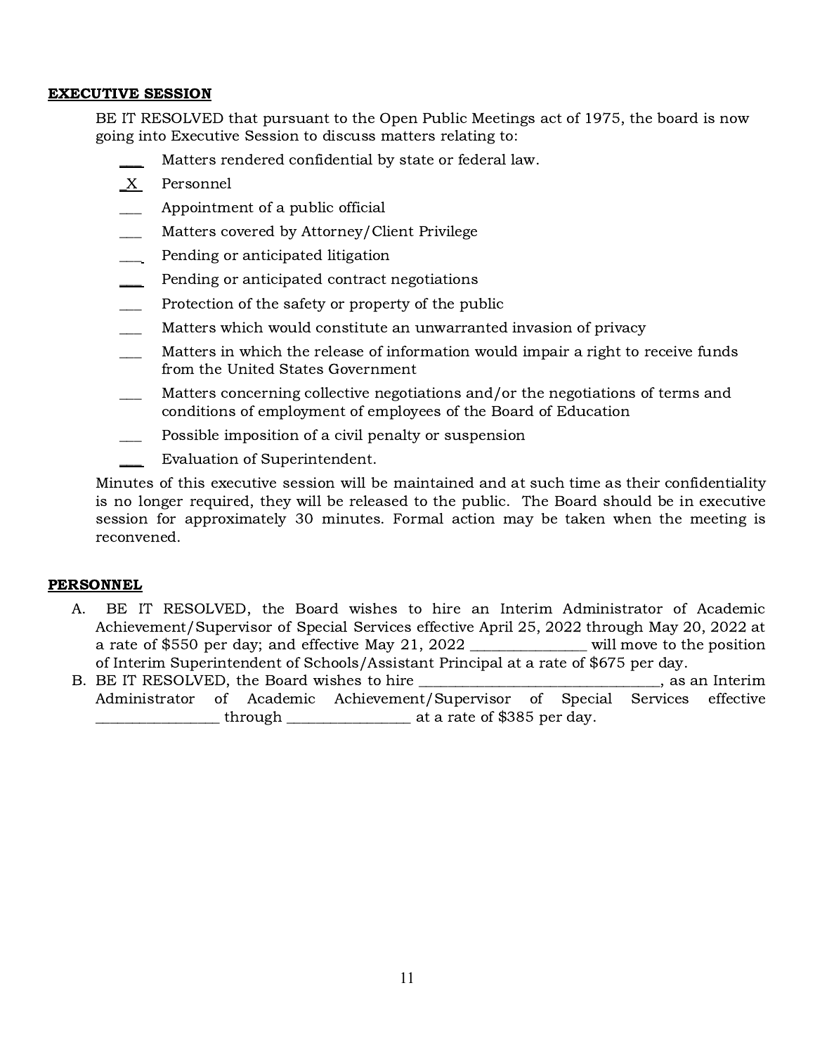**EXECUTIVE SESSION**

BE IT RESOLVED that pursuant to the Open Public Meetings act of 1975, the board is now going into Executive Session to discuss matters relating to:

- ___ Matters rendered confidential by state or federal law.
- _X_ Personnel
- ___ Appointment of a public official
- ___ Matters covered by Attorney/Client Privilege
- ___ Pending or anticipated litigation
- ___ Pending or anticipated contract negotiations
- ___ Protection of the safety or property of the public
- ___ Matters which would constitute an unwarranted invasion of privacy
- ___ Matters in which the release of information would impair a right to receive funds from the United States Government
- ___ Matters concerning collective negotiations and/or the negotiations of terms and conditions of employment of employees of the Board of Education
- ___ Possible imposition of a civil penalty or suspension
- ___ Evaluation of Superintendent.

Minutes of this executive session will be maintained and at such time as their confidentiality is no longer required, they will be released to the public. The Board should be in executive session for approximately 30 minutes. Formal action may be taken when the meeting is reconvened.

**PERSONNEL**

A. BE IT RESOLVED, the Board wishes to hire an Interim Administrator of Academic Achievement/Supervisor of Special Services effective April 25, 2022 through May 20, 2022 at a rate of $550 per day; and effective May 21, 2022 _______________ will move to the position of Interim Superintendent of Schools/Assistant Principal at a rate of $675 per day.

B. BE IT RESOLVED, the Board wishes to hire ________________________________, as an Interim Administrator of Academic Achievement/Supervisor of Special Services effective ________________ through ________________ at a rate of $385 per day.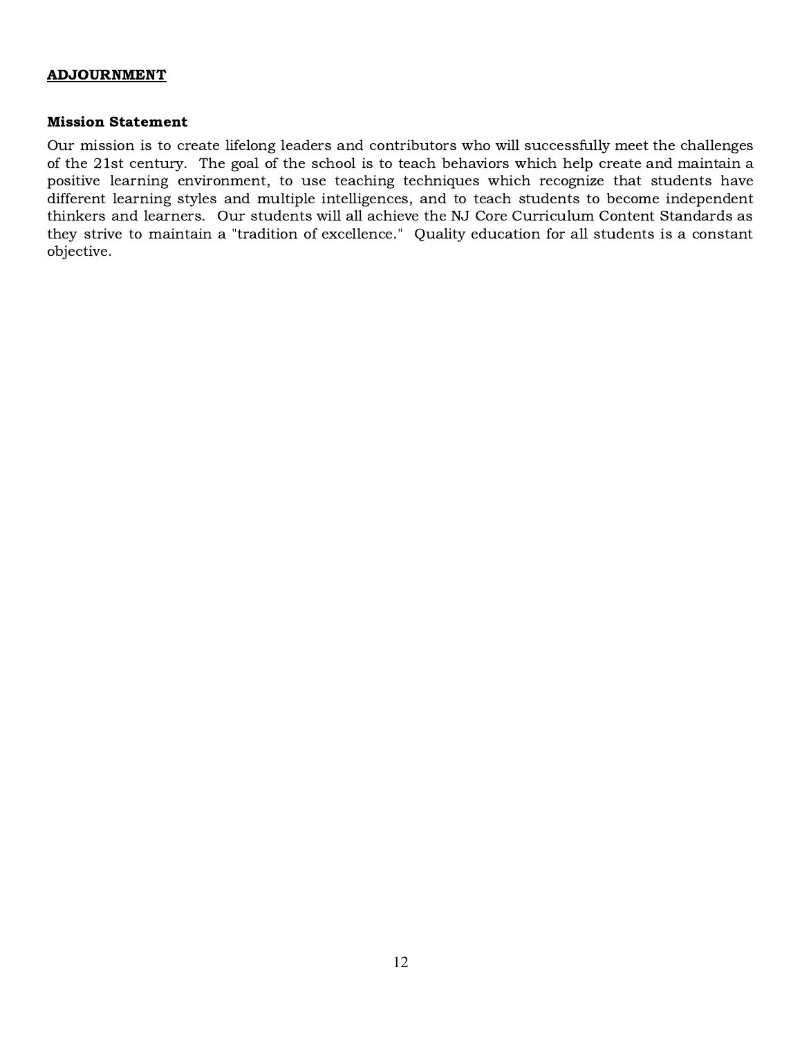## ADJOURNMENT

**Mission Statement**

Our mission is to create lifelong leaders and contributors who will successfully meet the challenges of the 21st century. The goal of the school is to teach behaviors which help create and maintain a positive learning environment, to use teaching techniques which recognize that students have different learning styles and multiple intelligences, and to teach students to become independent thinkers and learners. Our students will all achieve the NJ Core Curriculum Content Standards as they strive to maintain a "tradition of excellence." Quality education for all students is a constant objective.